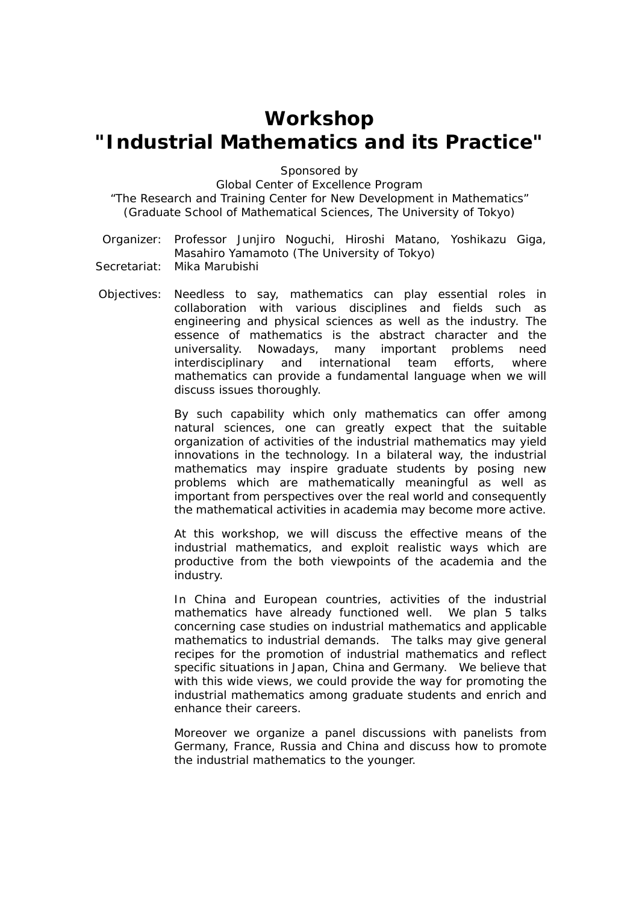# Workshop
# "Industrial Mathematics and its Practice"

Sponsored by
Global Center of Excellence Program
"The Research and Training Center for New Development in Mathematics"
(Graduate School of Mathematical Sciences, The University of Tokyo)

Organizer: Professor Junjiro Noguchi, Hiroshi Matano, Yoshikazu Giga, Masahiro Yamamoto (The University of Tokyo)

Secretariat: Mika Marubishi

Objectives: Needless to say, mathematics can play essential roles in collaboration with various disciplines and fields such as engineering and physical sciences as well as the industry. The essence of mathematics is the abstract character and the universality. Nowadays, many important problems need interdisciplinary and international team efforts, where mathematics can provide a fundamental language when we will discuss issues thoroughly.

By such capability which only mathematics can offer among natural sciences, one can greatly expect that the suitable organization of activities of the industrial mathematics may yield innovations in the technology. In a bilateral way, the industrial mathematics may inspire graduate students by posing new problems which are mathematically meaningful as well as important from perspectives over the real world and consequently the mathematical activities in academia may become more active.

At this workshop, we will discuss the effective means of the industrial mathematics, and exploit realistic ways which are productive from the both viewpoints of the academia and the industry.

In China and European countries, activities of the industrial mathematics have already functioned well. We plan 5 talks concerning case studies on industrial mathematics and applicable mathematics to industrial demands. The talks may give general recipes for the promotion of industrial mathematics and reflect specific situations in Japan, China and Germany. We believe that with this wide views, we could provide the way for promoting the industrial mathematics among graduate students and enrich and enhance their careers.

Moreover we organize a panel discussions with panelists from Germany, France, Russia and China and discuss how to promote the industrial mathematics to the younger.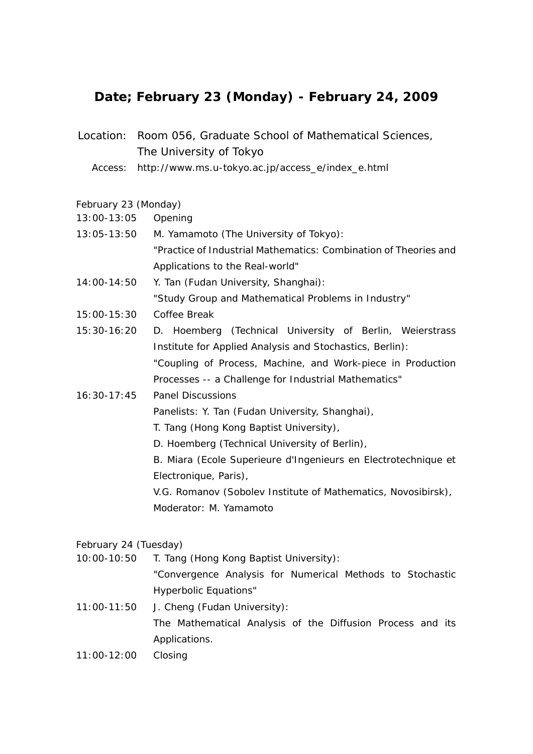## Date; February 23 (Monday) - February 24, 2009

Location: Room 056, Graduate School of Mathematical Sciences, The University of Tokyo

Access: http://www.ms.u-tokyo.ac.jp/access_e/index_e.html

February 23 (Monday)

| | |
|---|---|
| 13:00-13:05 | Opening |
| 13:05-13:50 | M. Yamamoto (The University of Tokyo): "Practice of Industrial Mathematics: Combination of Theories and Applications to the Real-world" |
| 14:00-14:50 | Y. Tan (Fudan University, Shanghai): "Study Group and Mathematical Problems in Industry" |
| 15:00-15:30 | Coffee Break |
| 15:30-16:20 | D. Hoemberg (Technical University of Berlin, Weierstrass Institute for Applied Analysis and Stochastics, Berlin): "Coupling of Process, Machine, and Work-piece in Production Processes -- a Challenge for Industrial Mathematics" |
| 16:30-17:45 | Panel Discussions<br>Panelists: Y. Tan (Fudan University, Shanghai),<br>T. Tang (Hong Kong Baptist University),<br>D. Hoemberg (Technical University of Berlin),<br>B. Miara (Ecole Superieure d'Ingenieurs en Electrotechnique et Electronique, Paris),<br>V.G. Romanov (Sobolev Institute of Mathematics, Novosibirsk),<br>Moderator: M. Yamamoto |

February 24 (Tuesday)

| | |
|---|---|
| 10:00-10:50 | T. Tang (Hong Kong Baptist University): "Convergence Analysis for Numerical Methods to Stochastic Hyperbolic Equations" |
| 11:00-11:50 | J. Cheng (Fudan University): The Mathematical Analysis of the Diffusion Process and its Applications. |
| 11:00-12:00 | Closing |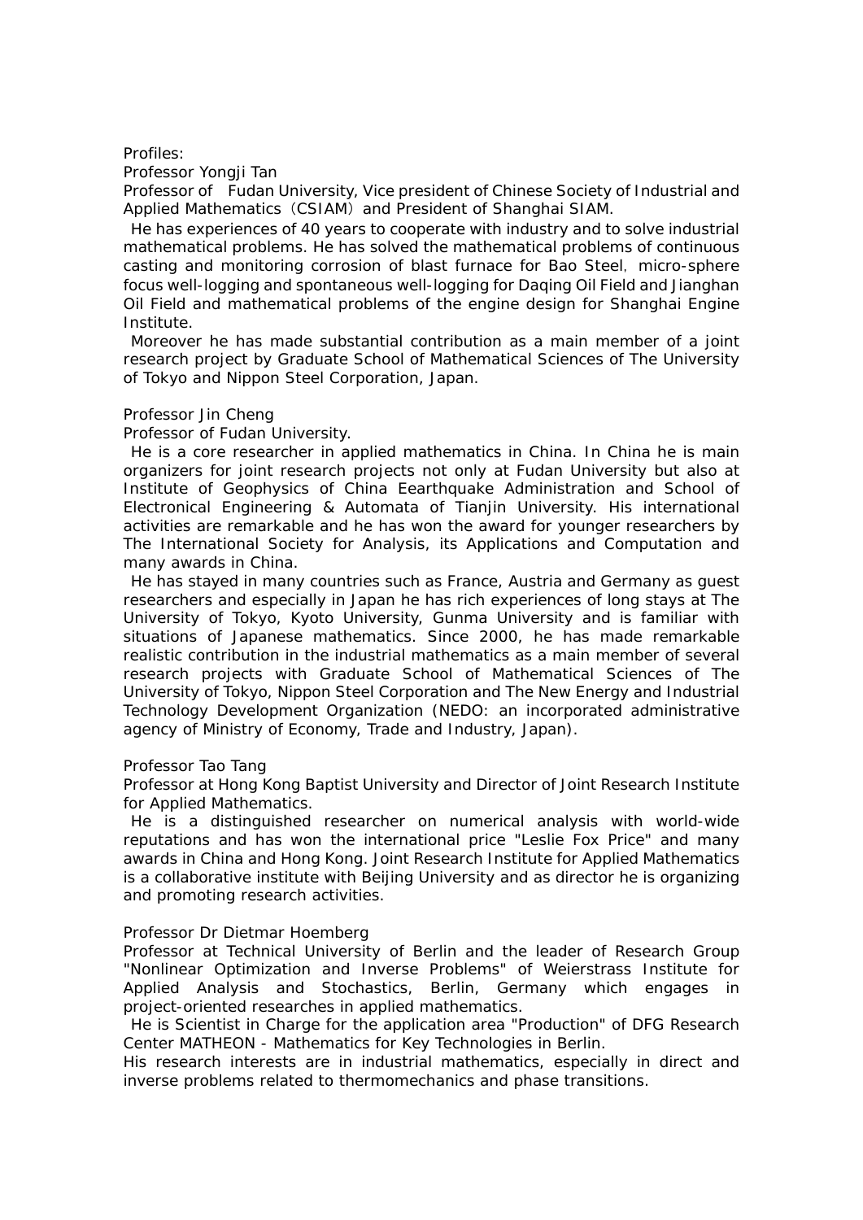Profiles:

Professor Yongji Tan

Professor of Fudan University, Vice president of Chinese Society of Industrial and Applied Mathematics（CSIAM）and President of Shanghai SIAM.

He has experiences of 40 years to cooperate with industry and to solve industrial mathematical problems. He has solved the mathematical problems of continuous casting and monitoring corrosion of blast furnace for Bao Steel, micro-sphere focus well-logging and spontaneous well-logging for Daqing Oil Field and Jianghan Oil Field and mathematical problems of the engine design for Shanghai Engine Institute.

Moreover he has made substantial contribution as a main member of a joint research project by Graduate School of Mathematical Sciences of The University of Tokyo and Nippon Steel Corporation, Japan.

Professor Jin Cheng

Professor of Fudan University.

He is a core researcher in applied mathematics in China. In China he is main organizers for joint research projects not only at Fudan University but also at Institute of Geophysics of China Eearthquake Administration and School of Electronical Engineering & Automata of Tianjin University. His international activities are remarkable and he has won the award for younger researchers by The International Society for Analysis, its Applications and Computation and many awards in China.

He has stayed in many countries such as France, Austria and Germany as guest researchers and especially in Japan he has rich experiences of long stays at The University of Tokyo, Kyoto University, Gunma University and is familiar with situations of Japanese mathematics. Since 2000, he has made remarkable realistic contribution in the industrial mathematics as a main member of several research projects with Graduate School of Mathematical Sciences of The University of Tokyo, Nippon Steel Corporation and The New Energy and Industrial Technology Development Organization (NEDO: an incorporated administrative agency of Ministry of Economy, Trade and Industry, Japan).

Professor Tao Tang

Professor at Hong Kong Baptist University and Director of Joint Research Institute for Applied Mathematics.

He is a distinguished researcher on numerical analysis with world-wide reputations and has won the international price "Leslie Fox Price" and many awards in China and Hong Kong. Joint Research Institute for Applied Mathematics is a collaborative institute with Beijing University and as director he is organizing and promoting research activities.

Professor Dr Dietmar Hoemberg

Professor at Technical University of Berlin and the leader of Research Group "Nonlinear Optimization and Inverse Problems" of Weierstrass Institute for Applied Analysis and Stochastics, Berlin, Germany which engages in project-oriented researches in applied mathematics.

He is Scientist in Charge for the application area "Production" of DFG Research Center MATHEON - Mathematics for Key Technologies in Berlin.

His research interests are in industrial mathematics, especially in direct and inverse problems related to thermomechanics and phase transitions.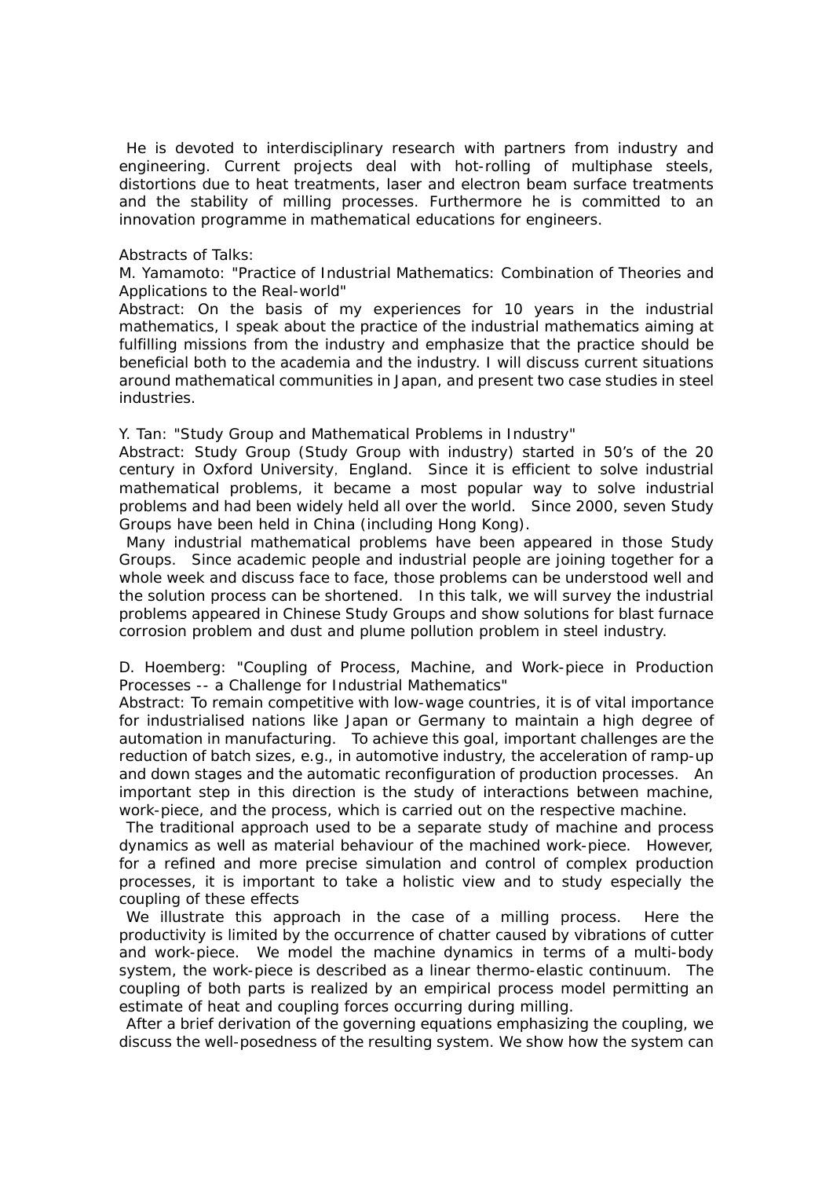He is devoted to interdisciplinary research with partners from industry and engineering. Current projects deal with hot-rolling of multiphase steels, distortions due to heat treatments, laser and electron beam surface treatments and the stability of milling processes. Furthermore he is committed to an innovation programme in mathematical educations for engineers.

Abstracts of Talks:

M. Yamamoto: "Practice of Industrial Mathematics: Combination of Theories and Applications to the Real-world"

Abstract: On the basis of my experiences for 10 years in the industrial mathematics, I speak about the practice of the industrial mathematics aiming at fulfilling missions from the industry and emphasize that the practice should be beneficial both to the academia and the industry. I will discuss current situations around mathematical communities in Japan, and present two case studies in steel industries.

Y. Tan: "Study Group and Mathematical Problems in Industry"

Abstract: Study Group (Study Group with industry) started in 50's of the 20 century in Oxford University, England. Since it is efficient to solve industrial mathematical problems, it became a most popular way to solve industrial problems and had been widely held all over the world. Since 2000, seven Study Groups have been held in China (including Hong Kong).

Many industrial mathematical problems have been appeared in those Study Groups. Since academic people and industrial people are joining together for a whole week and discuss face to face, those problems can be understood well and the solution process can be shortened. In this talk, we will survey the industrial problems appeared in Chinese Study Groups and show solutions for blast furnace corrosion problem and dust and plume pollution problem in steel industry.

D. Hoemberg: "Coupling of Process, Machine, and Work-piece in Production Processes -- a Challenge for Industrial Mathematics"

Abstract: To remain competitive with low-wage countries, it is of vital importance for industrialised nations like Japan or Germany to maintain a high degree of automation in manufacturing. To achieve this goal, important challenges are the reduction of batch sizes, e.g., in automotive industry, the acceleration of ramp-up and down stages and the automatic reconfiguration of production processes. An important step in this direction is the study of interactions between machine, work-piece, and the process, which is carried out on the respective machine.

The traditional approach used to be a separate study of machine and process dynamics as well as material behaviour of the machined work-piece. However, for a refined and more precise simulation and control of complex production processes, it is important to take a holistic view and to study especially the coupling of these effects

We illustrate this approach in the case of a milling process. Here the productivity is limited by the occurrence of chatter caused by vibrations of cutter and work-piece. We model the machine dynamics in terms of a multi-body system, the work-piece is described as a linear thermo-elastic continuum. The coupling of both parts is realized by an empirical process model permitting an estimate of heat and coupling forces occurring during milling.

After a brief derivation of the governing equations emphasizing the coupling, we discuss the well-posedness of the resulting system. We show how the system can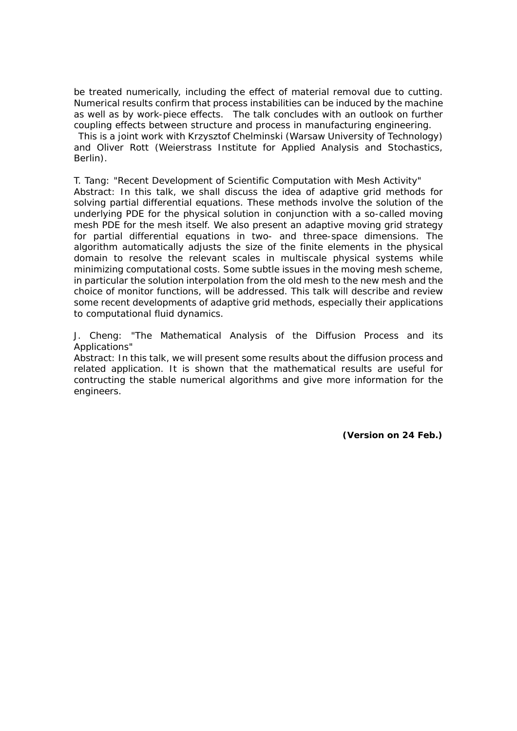be treated numerically, including the effect of material removal due to cutting. Numerical results confirm that process instabilities can be induced by the machine as well as by work-piece effects. The talk concludes with an outlook on further coupling effects between structure and process in manufacturing engineering.
This is a joint work with Krzysztof Chelminski (Warsaw University of Technology) and Oliver Rott (Weierstrass Institute for Applied Analysis and Stochastics, Berlin).

T. Tang: "Recent Development of Scientific Computation with Mesh Activity"
Abstract: In this talk, we shall discuss the idea of adaptive grid methods for solving partial differential equations. These methods involve the solution of the underlying PDE for the physical solution in conjunction with a so-called moving mesh PDE for the mesh itself. We also present an adaptive moving grid strategy for partial differential equations in two- and three-space dimensions. The algorithm automatically adjusts the size of the finite elements in the physical domain to resolve the relevant scales in multiscale physical systems while minimizing computational costs. Some subtle issues in the moving mesh scheme, in particular the solution interpolation from the old mesh to the new mesh and the choice of monitor functions, will be addressed. This talk will describe and review some recent developments of adaptive grid methods, especially their applications to computational fluid dynamics.

J. Cheng: "The Mathematical Analysis of the Diffusion Process and its Applications"
Abstract: In this talk, we will present some results about the diffusion process and related application. It is shown that the mathematical results are useful for contructing the stable numerical algorithms and give more information for the engineers.

**(Version on 24 Feb.)**